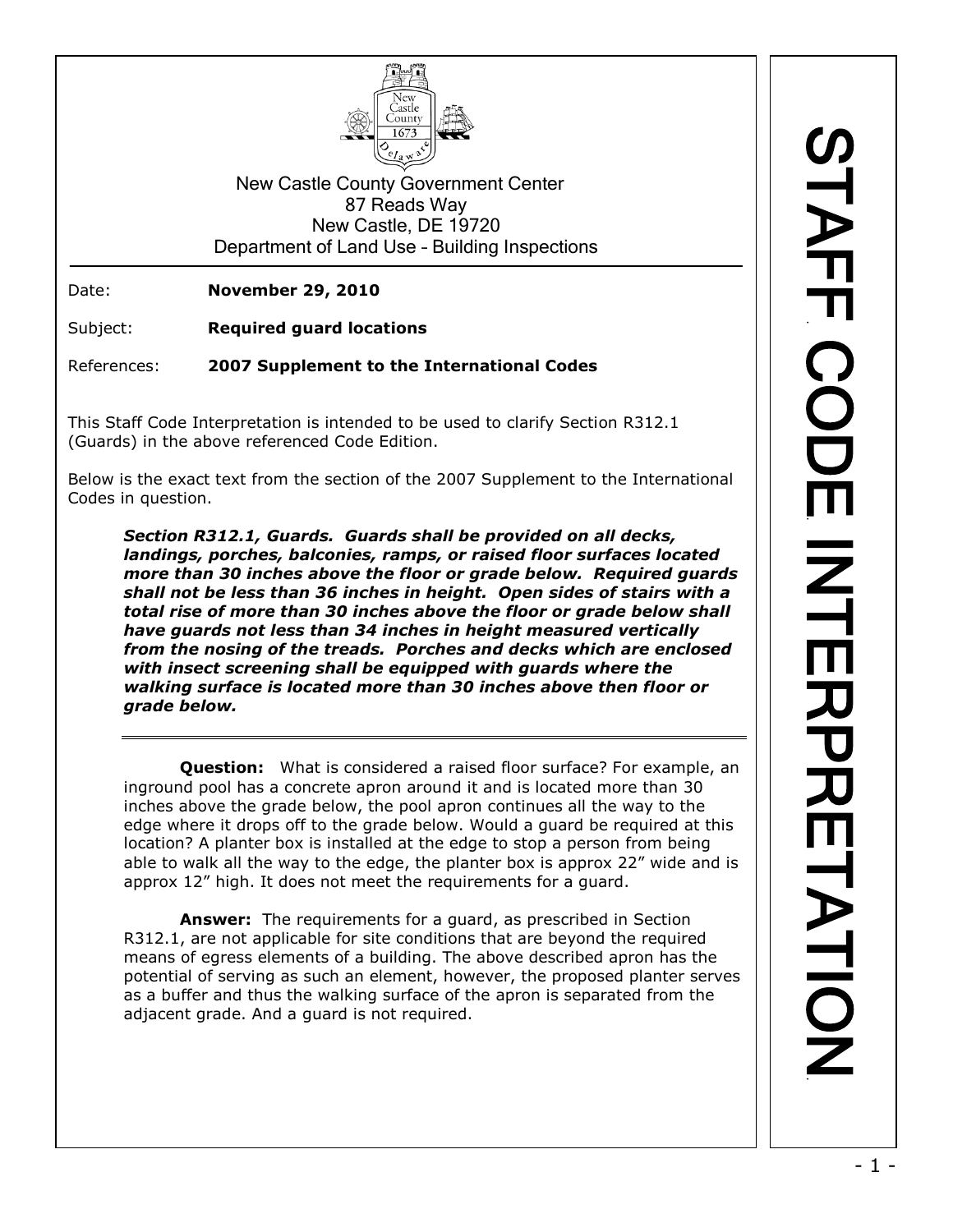New Castle County Government Center
87 Reads Way
New Castle, DE 19720
Department of Land Use – Building Inspections

# STAFF CODE INTERPRETATION

Date: **November 29, 2010**

Subject: **Required guard locations**

References: **2007 Supplement to the International Codes**

This Staff Code Interpretation is intended to be used to clarify Section R312.1 (Guards) in the above referenced Code Edition.

Below is the exact text from the section of the 2007 Supplement to the International Codes in question.

> ***Section R312.1, Guards. Guards shall be provided on all decks, landings, porches, balconies, ramps, or raised floor surfaces located more than 30 inches above the floor or grade below. Required guards shall not be less than 36 inches in height. Open sides of stairs with a total rise of more than 30 inches above the floor or grade below shall have guards not less than 34 inches in height measured vertically from the nosing of the treads. Porches and decks which are enclosed with insect screening shall be equipped with guards where the walking surface is located more than 30 inches above then floor or grade below.***

---

**Question:** What is considered a raised floor surface? For example, an inground pool has a concrete apron around it and is located more than 30 inches above the grade below, the pool apron continues all the way to the edge where it drops off to the grade below. Would a guard be required at this location? A planter box is installed at the edge to stop a person from being able to walk all the way to the edge, the planter box is approx 22" wide and is approx 12" high. It does not meet the requirements for a guard.

**Answer:** The requirements for a guard, as prescribed in Section R312.1, are not applicable for site conditions that are beyond the required means of egress elements of a building. The above described apron has the potential of serving as such an element, however, the proposed planter serves as a buffer and thus the walking surface of the apron is separated from the adjacent grade. And a guard is not required.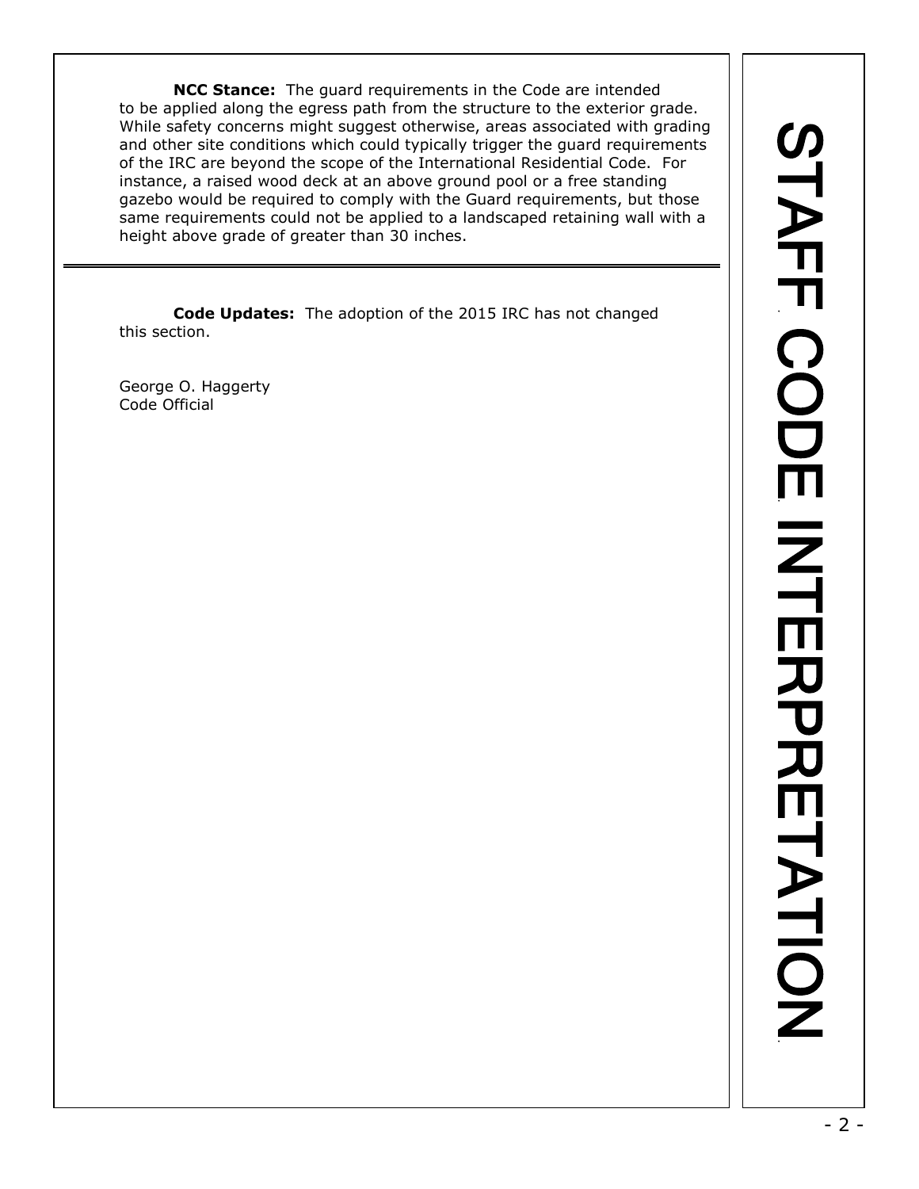**NCC Stance:** The guard requirements in the Code are intended to be applied along the egress path from the structure to the exterior grade. While safety concerns might suggest otherwise, areas associated with grading and other site conditions which could typically trigger the guard requirements of the IRC are beyond the scope of the International Residential Code. For instance, a raised wood deck at an above ground pool or a free standing gazebo would be required to comply with the Guard requirements, but those same requirements could not be applied to a landscaped retaining wall with a height above grade of greater than 30 inches.

---

**Code Updates:** The adoption of the 2015 IRC has not changed this section.

George O. Haggerty
Code Official

STAFF CODE INTERPRETATION